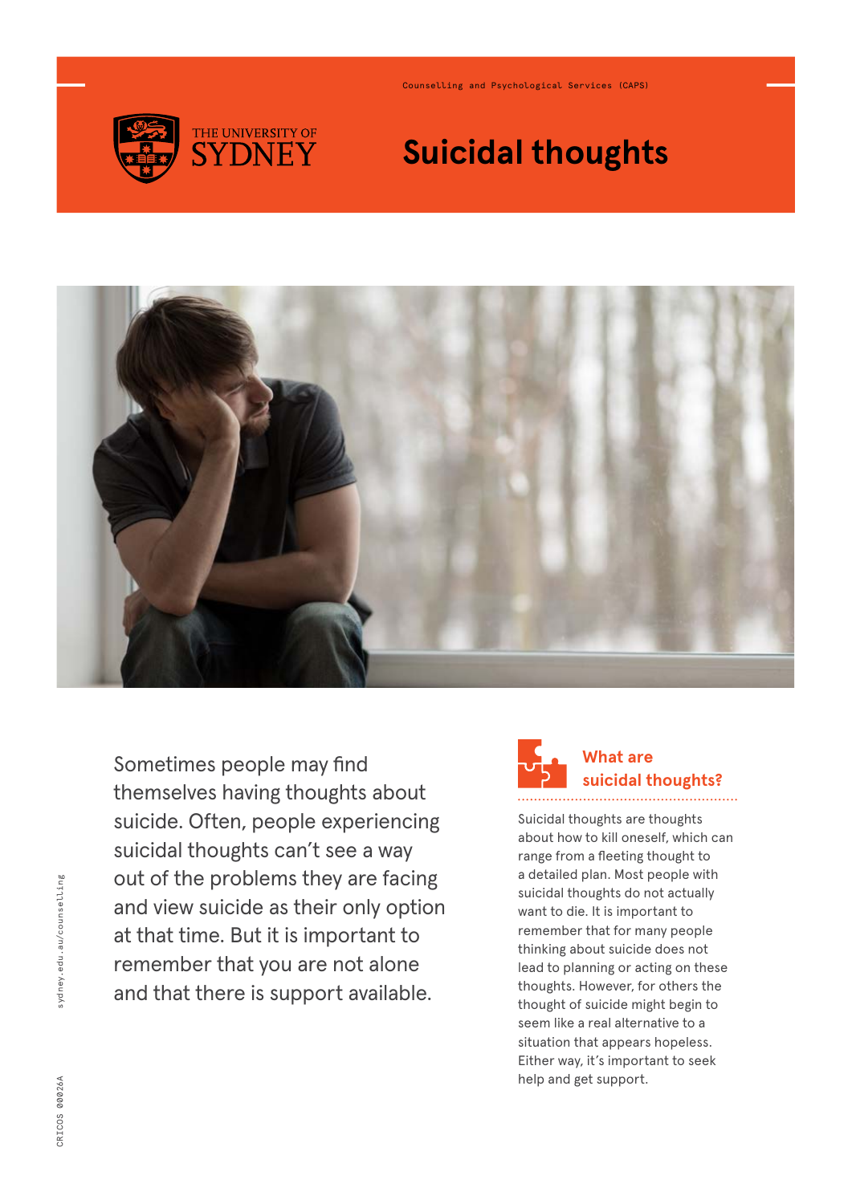Counselling and Psychological Services (CAPS)

THE UNIVERSITY OF SYDNEY

# Suicidal thoughts

Sometimes people may find themselves having thoughts about suicide. Often, people experiencing suicidal thoughts can't see a way out of the problems they are facing and view suicide as their only option at that time. But it is important to remember that you are not alone and that there is support available.

## What are suicidal thoughts?

Suicidal thoughts are thoughts about how to kill oneself, which can range from a fleeting thought to a detailed plan. Most people with suicidal thoughts do not actually want to die. It is important to remember that for many people thinking about suicide does not lead to planning or acting on these thoughts. However, for others the thought of suicide might begin to seem like a real alternative to a situation that appears hopeless. Either way, it's important to seek help and get support.

sydney.edu.au/counselling

CRICOS 00026A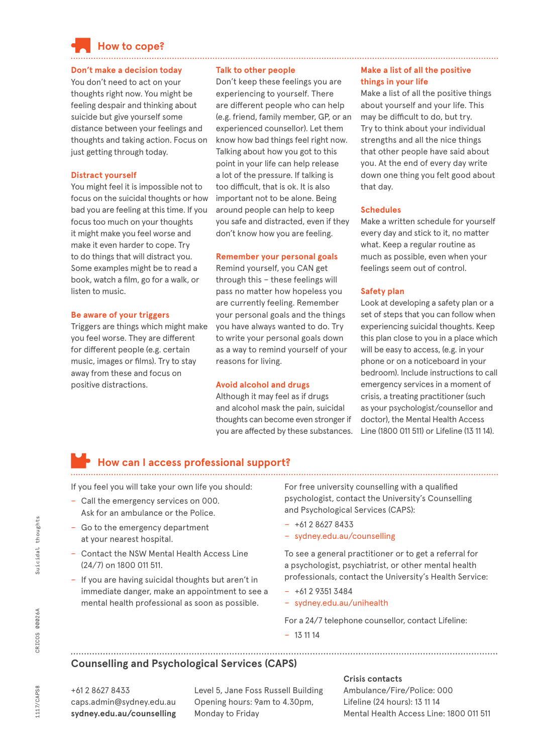## How to cope?

### Don't make a decision today

You don't need to act on your thoughts right now. You might be feeling despair and thinking about suicide but give yourself some distance between your feelings and thoughts and taking action. Focus on just getting through today.

### Distract yourself

You might feel it is impossible not to focus on the suicidal thoughts or how bad you are feeling at this time. If you focus too much on your thoughts it might make you feel worse and make it even harder to cope. Try to do things that will distract you. Some examples might be to read a book, watch a film, go for a walk, or listen to music.

### Be aware of your triggers

Triggers are things which might make you feel worse. They are different for different people (e.g. certain music, images or films). Try to stay away from these and focus on positive distractions.

### Talk to other people

Don't keep these feelings you are experiencing to yourself. There are different people who can help (e.g. friend, family member, GP, or an experienced counsellor). Let them know how bad things feel right now. Talking about how you got to this point in your life can help release a lot of the pressure. If talking is too difficult, that is ok. It is also important not to be alone. Being around people can help to keep you safe and distracted, even if they don't know how you are feeling.

### Remember your personal goals

Remind yourself, you CAN get through this – these feelings will pass no matter how hopeless you are currently feeling. Remember your personal goals and the things you have always wanted to do. Try to write your personal goals down as a way to remind yourself of your reasons for living.

### Avoid alcohol and drugs

Although it may feel as if drugs and alcohol mask the pain, suicidal thoughts can become even stronger if you are affected by these substances.

### Make a list of all the positive things in your life

Make a list of all the positive things about yourself and your life. This may be difficult to do, but try. Try to think about your individual strengths and all the nice things that other people have said about you. At the end of every day write down one thing you felt good about that day.

### Schedules

Make a written schedule for yourself every day and stick to it, no matter what. Keep a regular routine as much as possible, even when your feelings seem out of control.

### Safety plan

Look at developing a safety plan or a set of steps that you can follow when experiencing suicidal thoughts. Keep this plan close to you in a place which will be easy to access, (e.g. in your phone or on a noticeboard in your bedroom). Include instructions to call emergency services in a moment of crisis, a treating practitioner (such as your psychologist/counsellor and doctor), the Mental Health Access Line (1800 011 511) or Lifeline (13 11 14).

## How can I access professional support?

If you feel you will take your own life you should:

- Call the emergency services on 000. Ask for an ambulance or the Police.
- Go to the emergency department at your nearest hospital.
- Contact the NSW Mental Health Access Line (24/7) on 1800 011 511.
- If you are having suicidal thoughts but aren't in immediate danger, make an appointment to see a mental health professional as soon as possible.

For free university counselling with a qualified psychologist, contact the University's Counselling and Psychological Services (CAPS):

- +61 2 8627 8433
- sydney.edu.au/counselling

To see a general practitioner or to get a referral for a psychologist, psychiatrist, or other mental health professionals, contact the University's Health Service:

- +61 2 9351 3484
- sydney.edu.au/unihealth

For a 24/7 telephone counsellor, contact Lifeline:

- 13 11 14

## Counselling and Psychological Services (CAPS)

+61 2 8627 8433
caps.admin@sydney.edu.au
**sydney.edu.au/counselling**

Level 5, Jane Foss Russell Building
Opening hours: 9am to 4.30pm, Monday to Friday

**Crisis contacts**
Ambulance/Fire/Police: 000
Lifeline (24 hours): 13 11 14
Mental Health Access Line: 1800 011 511

Suicidal thoughts

CRICOS 00026A

1117/CAPS8